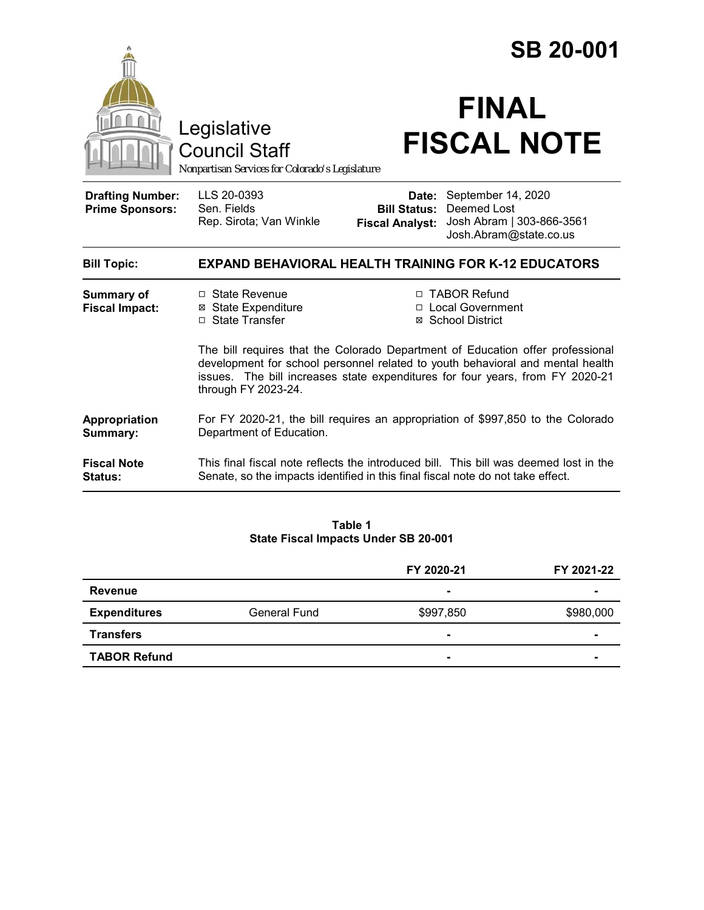# SB 20-001

Legislative Council Staff

*Nonpartisan Services for Colorado's Legislature*

# FINAL FISCAL NOTE

| | | | |
|---|---|---|---|
| **Drafting Number:** | LLS 20-0393 | **Date:** | September 14, 2020 |
| **Prime Sponsors:** | Sen. Fields<br>Rep. Sirota; Van Winkle | **Bill Status:** | Deemed Lost |
| | | **Fiscal Analyst:** | Josh Abram \| 303-866-3561<br>Josh.Abram@state.co.us |

**Bill Topic:** **EXPAND BEHAVIORAL HEALTH TRAINING FOR K-12 EDUCATORS**

**Summary of Fiscal Impact:**

- ☐ State Revenue
- ☒ State Expenditure
- ☐ State Transfer
- ☐ TABOR Refund
- ☐ Local Government
- ☒ School District

The bill requires that the Colorado Department of Education offer professional development for school personnel related to youth behavioral and mental health issues. The bill increases state expenditures for four years, from FY 2020-21 through FY 2023-24.

**Appropriation Summary:** For FY 2020-21, the bill requires an appropriation of $997,850 to the Colorado Department of Education.

**Fiscal Note Status:** This final fiscal note reflects the introduced bill. This bill was deemed lost in the Senate, so the impacts identified in this final fiscal note do not take effect.

**Table 1**
**State Fiscal Impacts Under SB 20-001**

| | | FY 2020-21 | FY 2021-22 |
|---|---|---|---|
| **Revenue** | | - | - |
| **Expenditures** | General Fund | $997,850 | $980,000 |
| **Transfers** | | - | - |
| **TABOR Refund** | | - | - |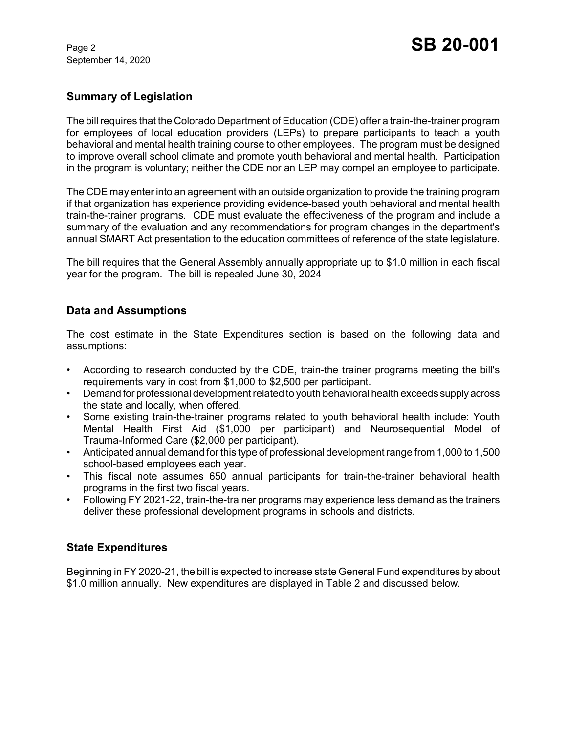## Summary of Legislation

The bill requires that the Colorado Department of Education (CDE) offer a train-the-trainer program for employees of local education providers (LEPs) to prepare participants to teach a youth behavioral and mental health training course to other employees. The program must be designed to improve overall school climate and promote youth behavioral and mental health. Participation in the program is voluntary; neither the CDE nor an LEP may compel an employee to participate.

The CDE may enter into an agreement with an outside organization to provide the training program if that organization has experience providing evidence-based youth behavioral and mental health train-the-trainer programs. CDE must evaluate the effectiveness of the program and include a summary of the evaluation and any recommendations for program changes in the department's annual SMART Act presentation to the education committees of reference of the state legislature.

The bill requires that the General Assembly annually appropriate up to $1.0 million in each fiscal year for the program. The bill is repealed June 30, 2024

## Data and Assumptions

The cost estimate in the State Expenditures section is based on the following data and assumptions:

- According to research conducted by the CDE, train-the trainer programs meeting the bill's requirements vary in cost from $1,000 to $2,500 per participant.
- Demand for professional development related to youth behavioral health exceeds supply across the state and locally, when offered.
- Some existing train-the-trainer programs related to youth behavioral health include: Youth Mental Health First Aid ($1,000 per participant) and Neurosequential Model of Trauma-Informed Care ($2,000 per participant).
- Anticipated annual demand for this type of professional development range from 1,000 to 1,500 school-based employees each year.
- This fiscal note assumes 650 annual participants for train-the-trainer behavioral health programs in the first two fiscal years.
- Following FY 2021-22, train-the-trainer programs may experience less demand as the trainers deliver these professional development programs in schools and districts.

## State Expenditures

Beginning in FY 2020-21, the bill is expected to increase state General Fund expenditures by about $1.0 million annually. New expenditures are displayed in Table 2 and discussed below.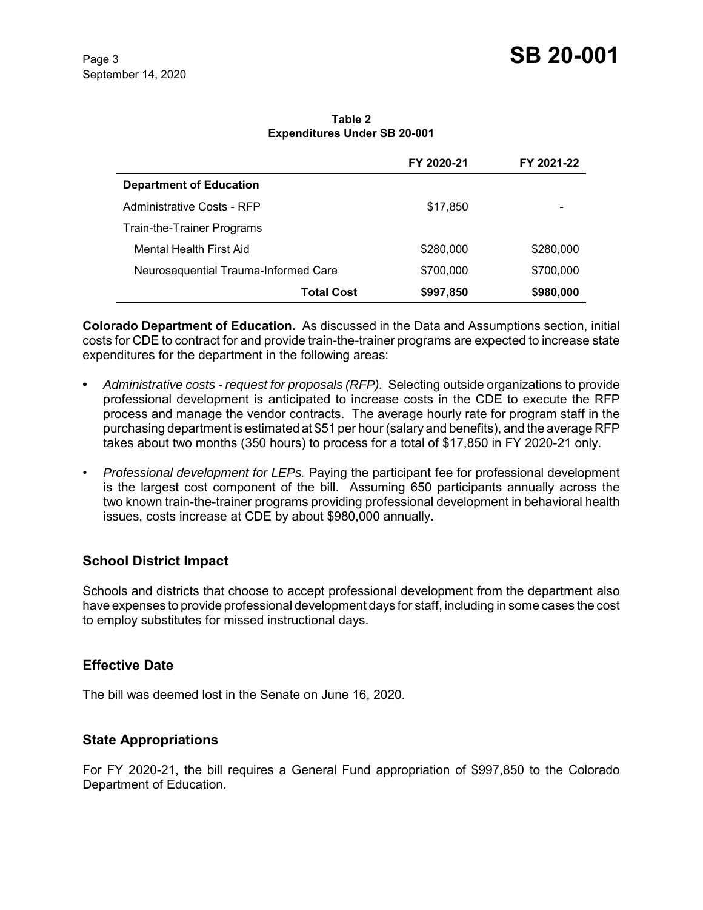**Table 2**
**Expenditures Under SB 20-001**

| | FY 2020-21 | FY 2021-22 |
|---|---|---|
| **Department of Education** | | |
| Administrative Costs - RFP | $17,850 | - |
| Train-the-Trainer Programs | | |
| Mental Health First Aid | $280,000 | $280,000 |
| Neurosequential Trauma-Informed Care | $700,000 | $700,000 |
| **Total Cost** | **$997,850** | **$980,000** |

**Colorado Department of Education.** As discussed in the Data and Assumptions section, initial costs for CDE to contract for and provide train-the-trainer programs are expected to increase state expenditures for the department in the following areas:

- *Administrative costs - request for proposals (RFP).* Selecting outside organizations to provide professional development is anticipated to increase costs in the CDE to execute the RFP process and manage the vendor contracts. The average hourly rate for program staff in the purchasing department is estimated at $51 per hour (salary and benefits), and the average RFP takes about two months (350 hours) to process for a total of $17,850 in FY 2020-21 only.
- *Professional development for LEPs.* Paying the participant fee for professional development is the largest cost component of the bill. Assuming 650 participants annually across the two known train-the-trainer programs providing professional development in behavioral health issues, costs increase at CDE by about $980,000 annually.

## School District Impact

Schools and districts that choose to accept professional development from the department also have expenses to provide professional development days for staff, including in some cases the cost to employ substitutes for missed instructional days.

## Effective Date

The bill was deemed lost in the Senate on June 16, 2020.

## State Appropriations

For FY 2020-21, the bill requires a General Fund appropriation of $997,850 to the Colorado Department of Education.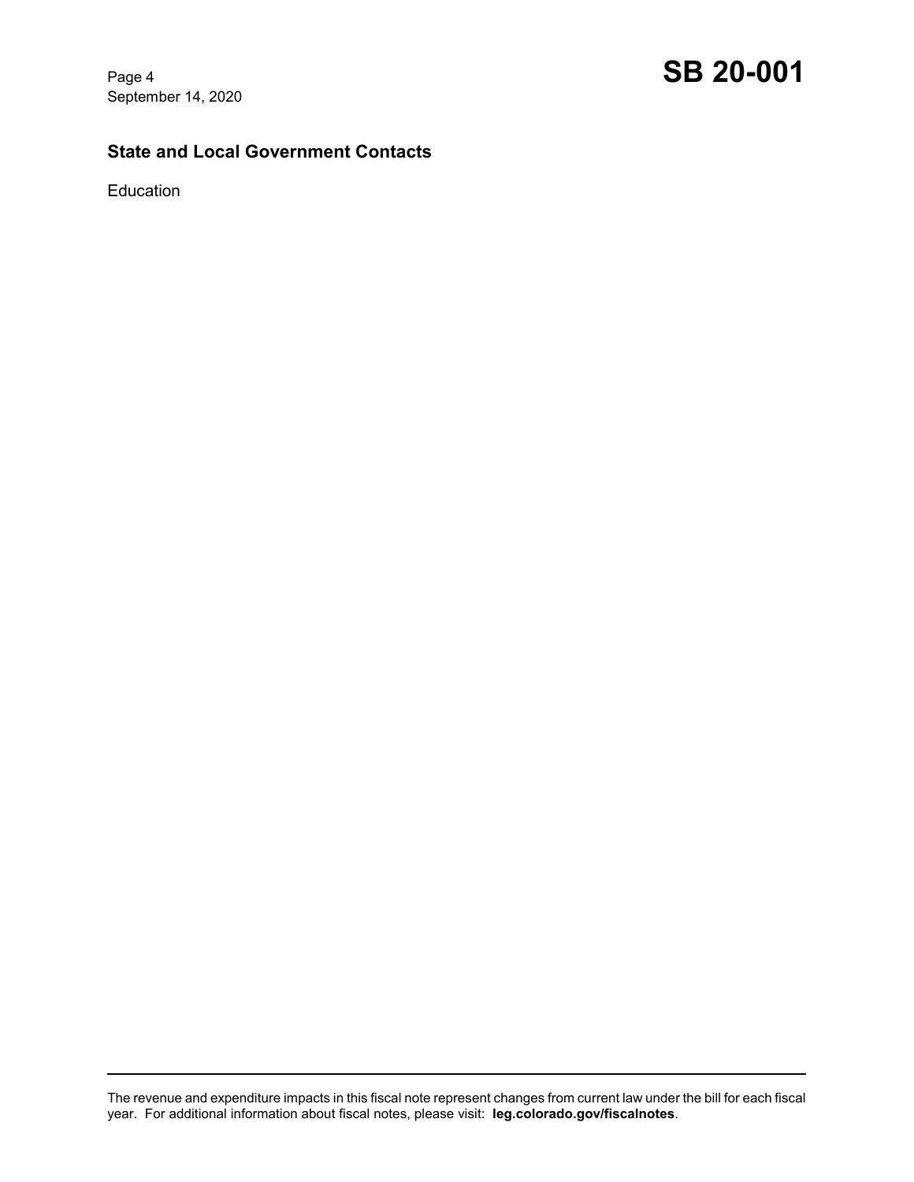## State and Local Government Contacts

Education

The revenue and expenditure impacts in this fiscal note represent changes from current law under the bill for each fiscal year. For additional information about fiscal notes, please visit: **leg.colorado.gov/fiscalnotes**.